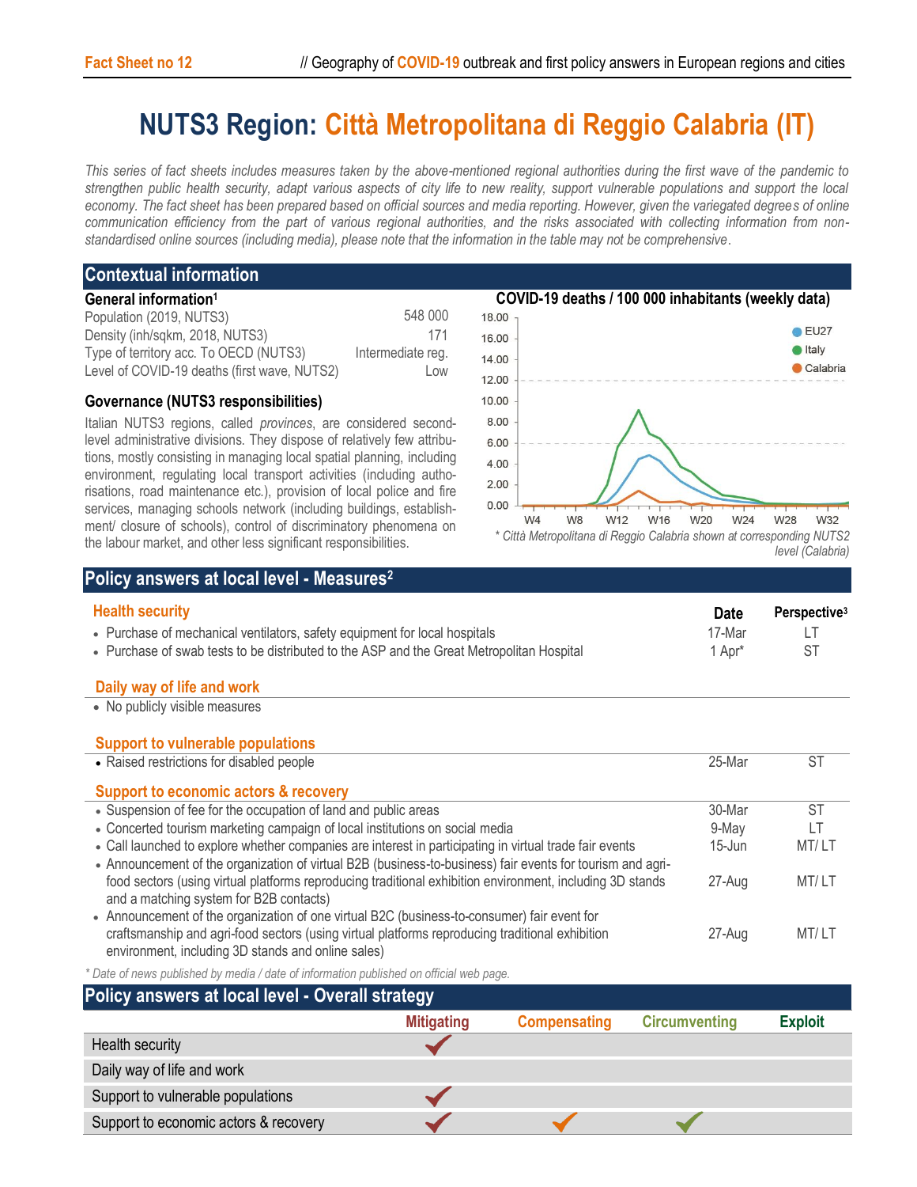Fact Sheet no 12 // Geography of COVID-19 outbreak and first policy answers in European regions and cities

# NUTS3 Region: Città Metropolitana di Reggio Calabria (IT)

*This series of fact sheets includes measures taken by the above-mentioned regional authorities during the first wave of the pandemic to strengthen public health security, adapt various aspects of city life to new reality, support vulnerable populations and support the local economy. The fact sheet has been prepared based on official sources and media reporting. However, given the variegated degrees of online communication efficiency from the part of various regional authorities, and the risks associated with collecting information from non-standardised online sources (including media), please note that the information in the table may not be comprehensive.*

## Contextual information

### General information[1]

| | |
|---|---|
| Population (2019, NUTS3) | 548 000 |
| Density (inh/sqkm, 2018, NUTS3) | 171 |
| Type of territory acc. To OECD (NUTS3) | Intermediate reg. |
| Level of COVID-19 deaths (first wave, NUTS2) | Low |

### Governance (NUTS3 responsibilities)

Italian NUTS3 regions, called *provinces*, are considered second-level administrative divisions. They dispose of relatively few attributions, mostly consisting in managing local spatial planning, including environment, regulating local transport activities (including authorisations, road maintenance etc.), provision of local police and fire services, managing schools network (including buildings, establishment/ closure of schools), control of discriminatory phenomena on the labour market, and other less significant responsibilities.

### COVID-19 deaths / 100 000 inhabitants (weekly data)

*\* Città Metropolitana di Reggio Calabria shown at corresponding NUTS2 level (Calabria)*

## Policy answers at local level - Measures[2]

| Health security | Date | Perspective[3] |
|---|---|---|
| • Purchase of mechanical ventilators, safety equipment for local hospitals | 17-Mar | LT |
| • Purchase of swab tests to be distributed to the ASP and the Great Metropolitan Hospital | 1 Apr* | ST |

**Daily way of life and work**

- No publicly visible measures

| Support to vulnerable populations | | |
|---|---|---|
| • Raised restrictions for disabled people | 25-Mar | ST |

| Support to economic actors & recovery | | |
|---|---|---|
| • Suspension of fee for the occupation of land and public areas | 30-Mar | ST |
| • Concerted tourism marketing campaign of local institutions on social media | 9-May | LT |
| • Call launched to explore whether companies are interest in participating in virtual trade fair events | 15-Jun | MT/ LT |
| • Announcement of the organization of virtual B2B (business-to-business) fair events for tourism and agri-food sectors (using virtual platforms reproducing traditional exhibition environment, including 3D stands and a matching system for B2B contacts) | 27-Aug | MT/ LT |
| • Announcement of the organization of one virtual B2C (business-to-consumer) fair event for craftsmanship and agri-food sectors (using virtual platforms reproducing traditional exhibition environment, including 3D stands and online sales) | 27-Aug | MT/ LT |

*\* Date of news published by media / date of information published on official web page.*

## Policy answers at local level - Overall strategy

| | Mitigating | Compensating | Circumventing | Exploit |
|---|---|---|---|---|
| Health security | ✓ | | | |
| Daily way of life and work | | | | |
| Support to vulnerable populations | ✓ | | | |
| Support to economic actors & recovery | ✓ | ✓ | ✓ | |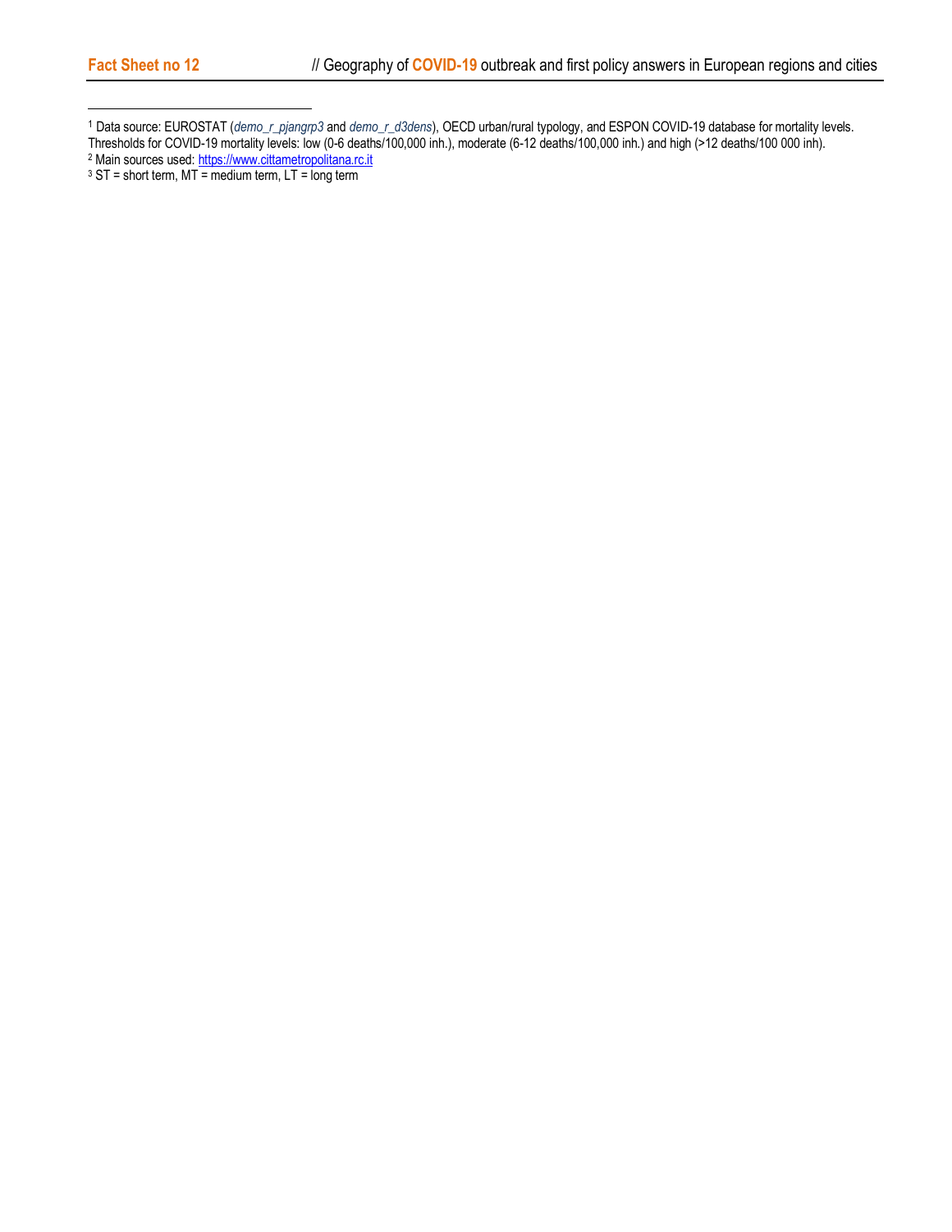[1] Data source: EUROSTAT (*demo_r_pjangrp3* and *demo_r_d3dens*), OECD urban/rural typology, and ESPON COVID-19 database for mortality levels. Thresholds for COVID-19 mortality levels: low (0-6 deaths/100,000 inh.), moderate (6-12 deaths/100,000 inh.) and high (>12 deaths/100 000 inh).

[2] Main sources used: [https://www.cittametropolitana.rc.it](https://www.cittametropolitana.rc.it)

[3] ST = short term, MT = medium term, LT = long term